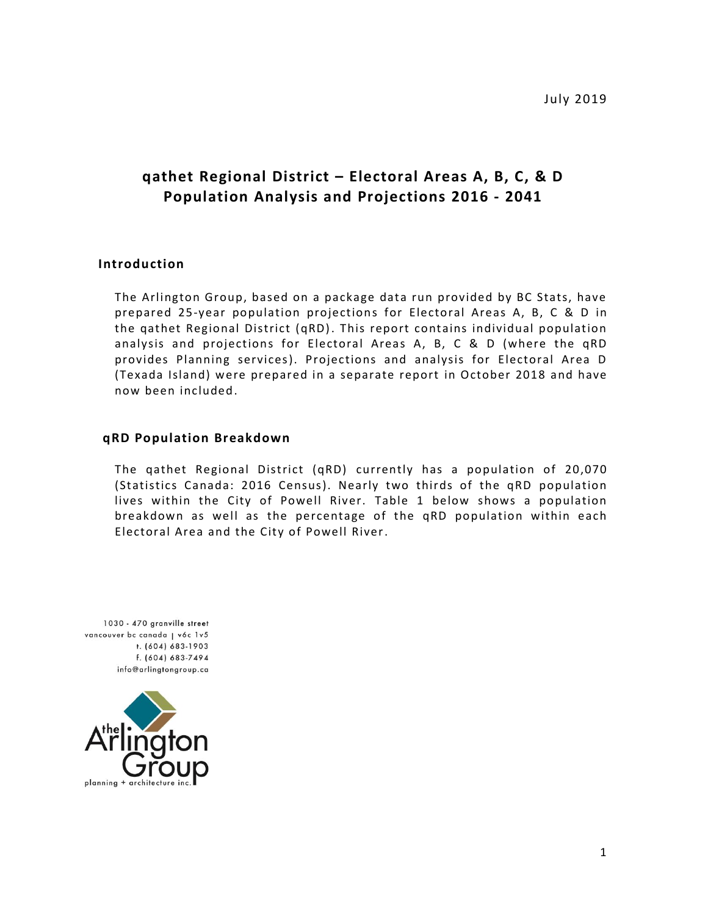July 2019

# qathet Regional District – Electoral Areas A, B, C, & D Population Analysis and Projections 2016 - 2041

## Introduction

The Arlington Group, based on a package data run provided by BC Stats, have prepared 25-year population projections for Electoral Areas A, B, C & D in the qathet Regional District (qRD). This report contains individual population analysis and projections for Electoral Areas A, B, C & D (where the qRD provides Planning services). Projections and analysis for Electoral Area D (Texada Island) were prepared in a separate report in October 2018 and have now been included.

## qRD Population Breakdown

The qathet Regional District (qRD) currently has a population of 20,070 (Statistics Canada: 2016 Census). Nearly two thirds of the qRD population lives within the City of Powell River. Table 1 below shows a population breakdown as well as the percentage of the qRD population within each Electoral Area and the City of Powell River.

1030 - 470 granville street
vancouver bc canada | v6c 1v5
t. (604) 683-1903
f. (604) 683-7494
info@arlingtongroup.ca

the Arlington Group
planning + architecture inc.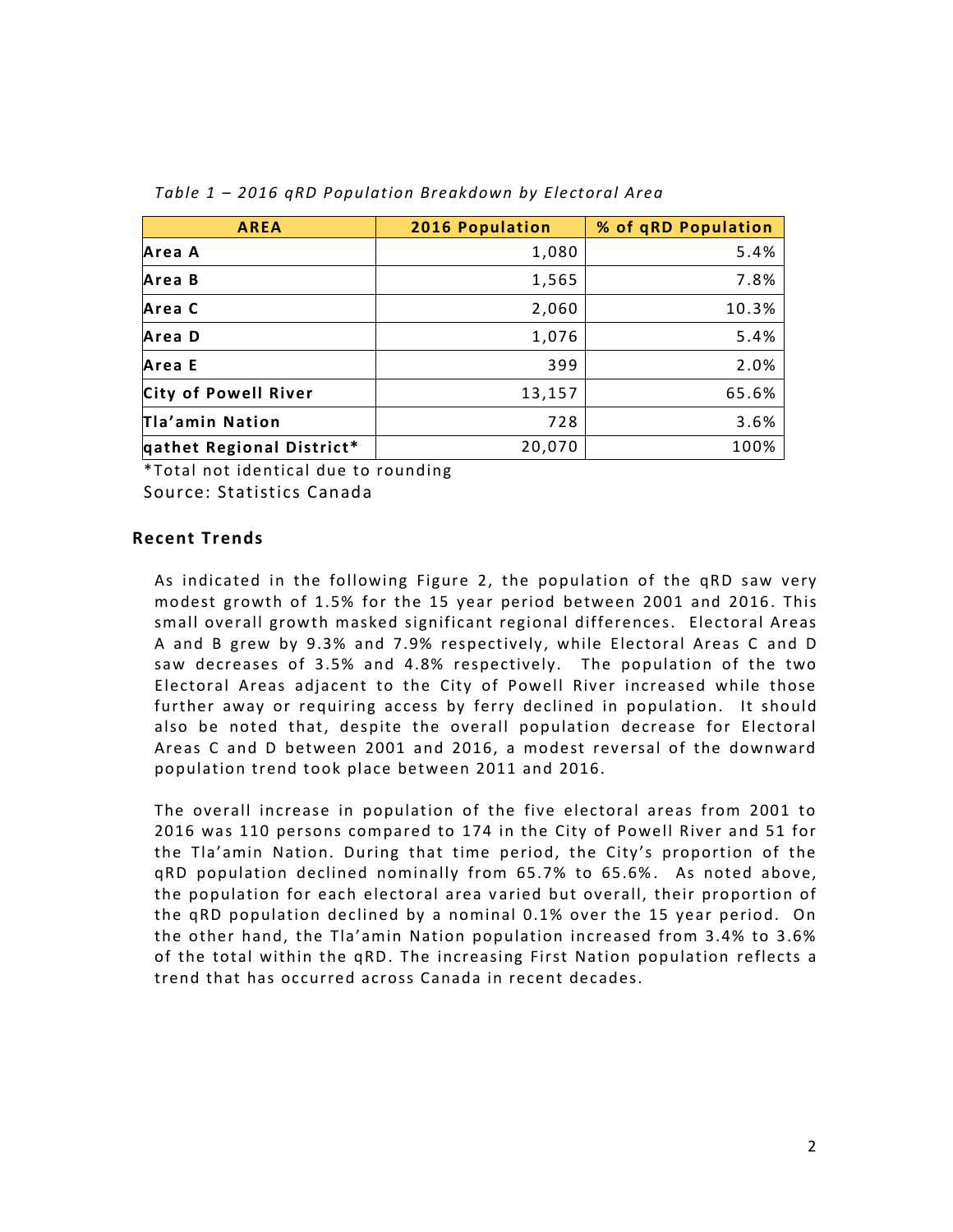*Table 1 – 2016 qRD Population Breakdown by Electoral Area*

| AREA | 2016 Population | % of qRD Population |
|---|---|---|
| **Area A** | 1,080 | 5.4% |
| **Area B** | 1,565 | 7.8% |
| **Area C** | 2,060 | 10.3% |
| **Area D** | 1,076 | 5.4% |
| **Area E** | 399 | 2.0% |
| **City of Powell River** | 13,157 | 65.6% |
| **Tla'amin Nation** | 728 | 3.6% |
| **qathet Regional District*** | 20,070 | 100% |

*Total not identical due to rounding

Source: Statistics Canada

## Recent Trends

As indicated in the following Figure 2, the population of the qRD saw very modest growth of 1.5% for the 15 year period between 2001 and 2016. This small overall growth masked significant regional differences. Electoral Areas A and B grew by 9.3% and 7.9% respectively, while Electoral Areas C and D saw decreases of 3.5% and 4.8% respectively. The population of the two Electoral Areas adjacent to the City of Powell River increased while those further away or requiring access by ferry declined in population. It should also be noted that, despite the overall population decrease for Electoral Areas C and D between 2001 and 2016, a modest reversal of the downward population trend took place between 2011 and 2016.

The overall increase in population of the five electoral areas from 2001 to 2016 was 110 persons compared to 174 in the City of Powell River and 51 for the Tla'amin Nation. During that time period, the City's proportion of the qRD population declined nominally from 65.7% to 65.6%. As noted above, the population for each electoral area varied but overall, their proportion of the qRD population declined by a nominal 0.1% over the 15 year period. On the other hand, the Tla'amin Nation population increased from 3.4% to 3.6% of the total within the qRD. The increasing First Nation population reflects a trend that has occurred across Canada in recent decades.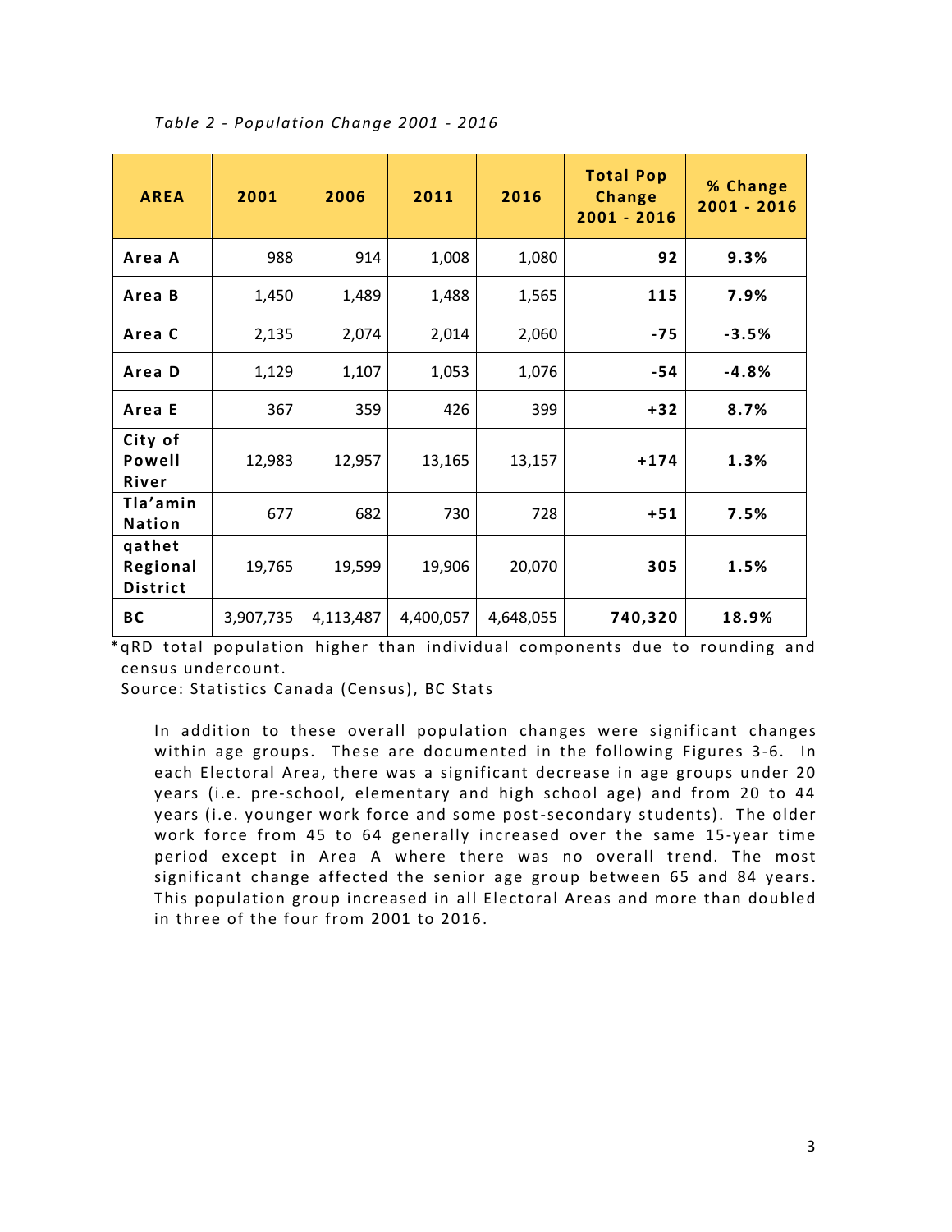*Table 2 - Population Change 2001 - 2016*

| AREA | 2001 | 2006 | 2011 | 2016 | Total Pop Change 2001 - 2016 | % Change 2001 - 2016 |
|---|---|---|---|---|---|---|
| **Area A** | 988 | 914 | 1,008 | 1,080 | **92** | **9.3%** |
| **Area B** | 1,450 | 1,489 | 1,488 | 1,565 | **115** | **7.9%** |
| **Area C** | 2,135 | 2,074 | 2,014 | 2,060 | **-75** | **-3.5%** |
| **Area D** | 1,129 | 1,107 | 1,053 | 1,076 | **-54** | **-4.8%** |
| **Area E** | 367 | 359 | 426 | 399 | **+32** | **8.7%** |
| **City of Powell River** | 12,983 | 12,957 | 13,165 | 13,157 | **+174** | **1.3%** |
| **Tla'amin Nation** | 677 | 682 | 730 | 728 | **+51** | **7.5%** |
| **qathet Regional District** | 19,765 | 19,599 | 19,906 | 20,070 | **305** | **1.5%** |
| **BC** | 3,907,735 | 4,113,487 | 4,400,057 | 4,648,055 | **740,320** | **18.9%** |

*qRD total population higher than individual components due to rounding and census undercount.
Source: Statistics Canada (Census), BC Stats

In addition to these overall population changes were significant changes within age groups. These are documented in the following Figures 3-6. In each Electoral Area, there was a significant decrease in age groups under 20 years (i.e. pre-school, elementary and high school age) and from 20 to 44 years (i.e. younger work force and some post-secondary students). The older work force from 45 to 64 generally increased over the same 15-year time period except in Area A where there was no overall trend. The most significant change affected the senior age group between 65 and 84 years. This population group increased in all Electoral Areas and more than doubled in three of the four from 2001 to 2016.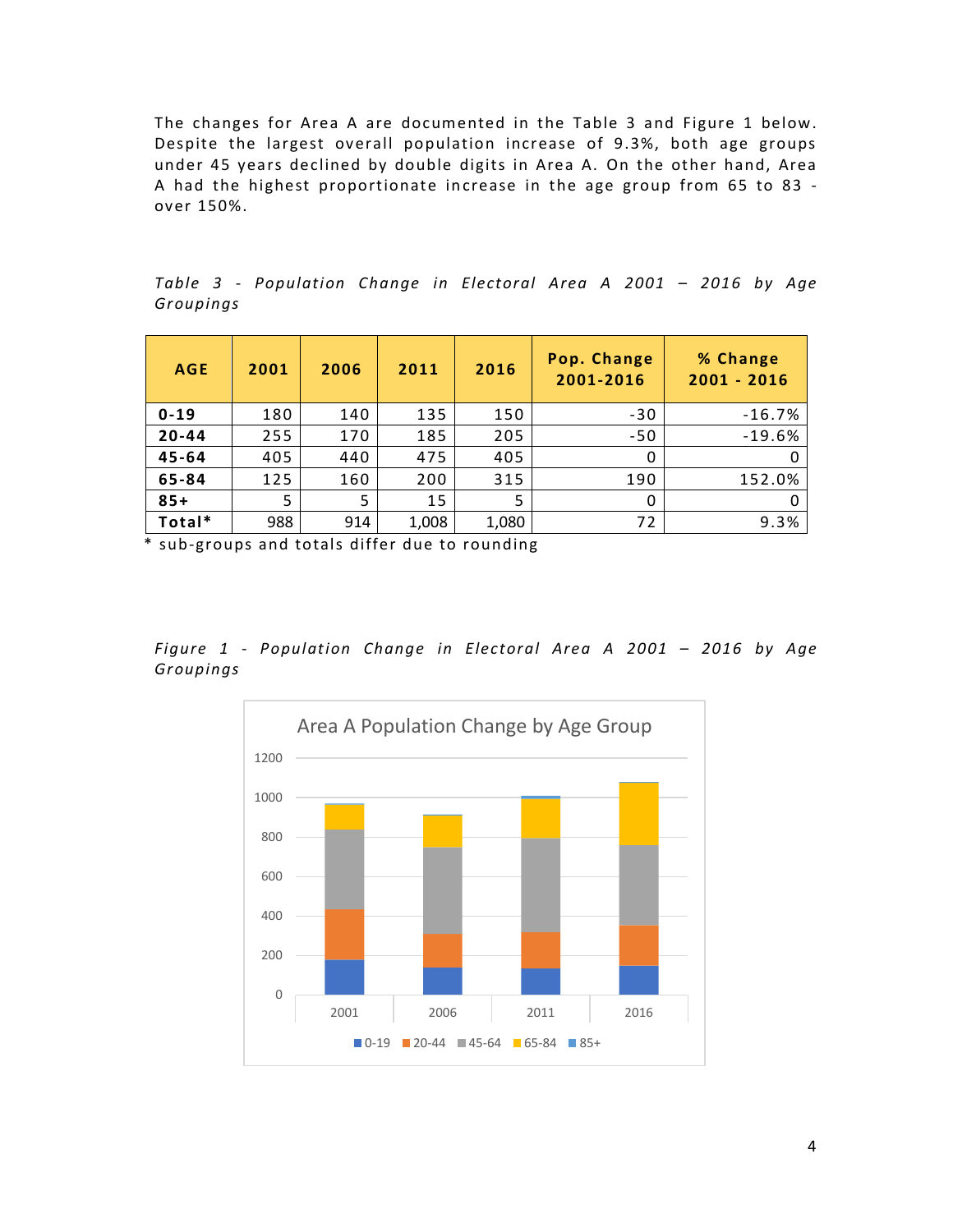The changes for Area A are documented in the Table 3 and Figure 1 below. Despite the largest overall population increase of 9.3%, both age groups under 45 years declined by double digits in Area A. On the other hand, Area A had the highest proportionate increase in the age group from 65 to 83 - over 150%.

*Table 3 - Population Change in Electoral Area A 2001 – 2016 by Age Groupings*

| AGE | 2001 | 2006 | 2011 | 2016 | Pop. Change 2001-2016 | % Change 2001 - 2016 |
|---|---|---|---|---|---|---|
| **0-19** | 180 | 140 | 135 | 150 | -30 | -16.7% |
| **20-44** | 255 | 170 | 185 | 205 | -50 | -19.6% |
| **45-64** | 405 | 440 | 475 | 405 | 0 | 0 |
| **65-84** | 125 | 160 | 200 | 315 | 190 | 152.0% |
| **85+** | 5 | 5 | 15 | 5 | 0 | 0 |
| **Total*** | 988 | 914 | 1,008 | 1,080 | 72 | 9.3% |

* sub-groups and totals differ due to rounding

*Figure 1 - Population Change in Electoral Area A 2001 – 2016 by Age Groupings*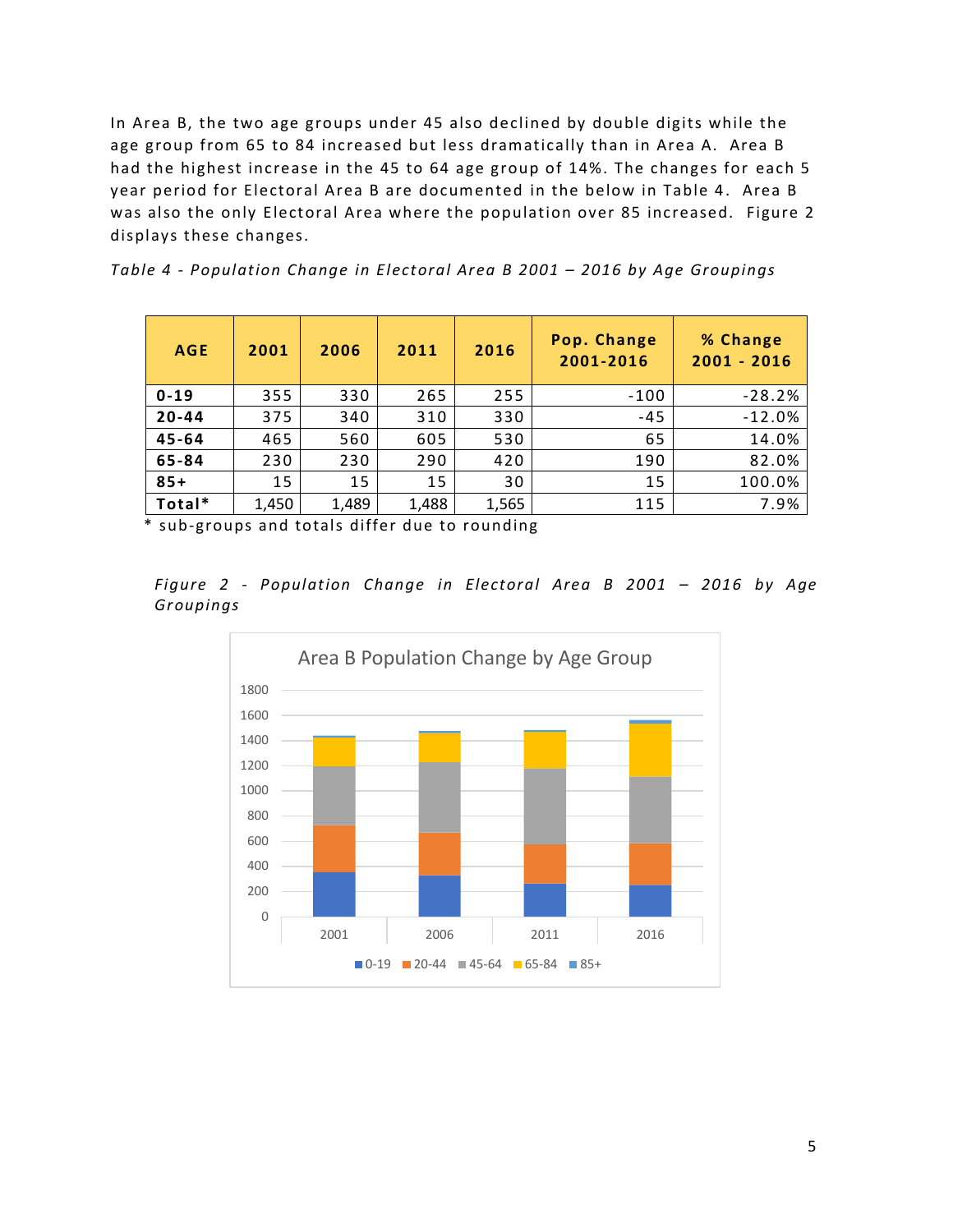In Area B, the two age groups under 45 also declined by double digits while the age group from 65 to 84 increased but less dramatically than in Area A. Area B had the highest increase in the 45 to 64 age group of 14%. The changes for each 5 year period for Electoral Area B are documented in the below in Table 4. Area B was also the only Electoral Area where the population over 85 increased. Figure 2 displays these changes.

*Table 4 - Population Change in Electoral Area B 2001 – 2016 by Age Groupings*

| AGE | 2001 | 2006 | 2011 | 2016 | Pop. Change 2001-2016 | % Change 2001 - 2016 |
|---|---|---|---|---|---|---|
| **0-19** | 355 | 330 | 265 | 255 | -100 | -28.2% |
| **20-44** | 375 | 340 | 310 | 330 | -45 | -12.0% |
| **45-64** | 465 | 560 | 605 | 530 | 65 | 14.0% |
| **65-84** | 230 | 230 | 290 | 420 | 190 | 82.0% |
| **85+** | 15 | 15 | 15 | 30 | 15 | 100.0% |
| **Total*** | 1,450 | 1,489 | 1,488 | 1,565 | 115 | 7.9% |

\* sub-groups and totals differ due to rounding

*Figure 2 - Population Change in Electoral Area B 2001 – 2016 by Age Groupings*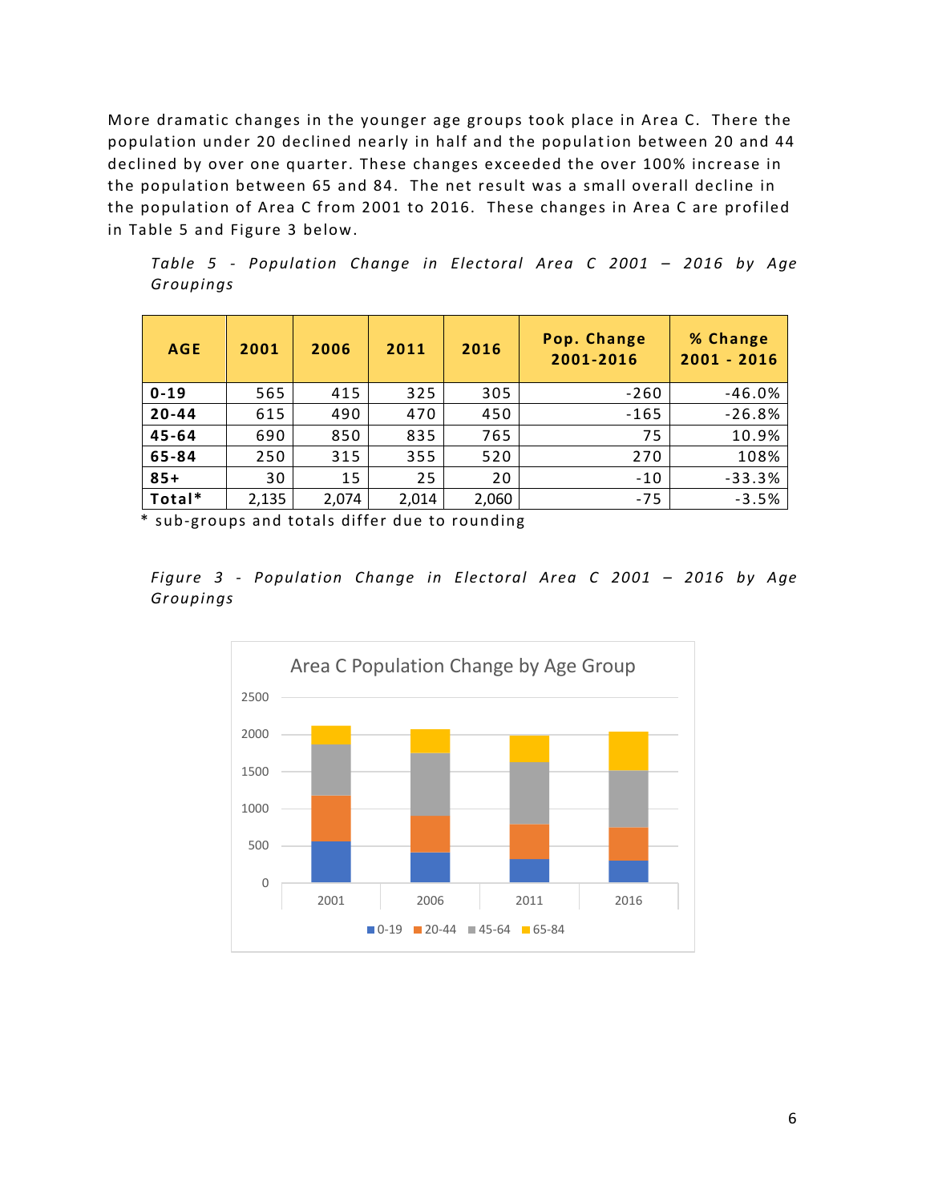More dramatic changes in the younger age groups took place in Area C. There the population under 20 declined nearly in half and the population between 20 and 44 declined by over one quarter. These changes exceeded the over 100% increase in the population between 65 and 84. The net result was a small overall decline in the population of Area C from 2001 to 2016. These changes in Area C are profiled in Table 5 and Figure 3 below.

*Table 5 - Population Change in Electoral Area C 2001 – 2016 by Age Groupings*

| AGE | 2001 | 2006 | 2011 | 2016 | Pop. Change 2001-2016 | % Change 2001 - 2016 |
|---|---|---|---|---|---|---|
| **0-19** | 565 | 415 | 325 | 305 | -260 | -46.0% |
| **20-44** | 615 | 490 | 470 | 450 | -165 | -26.8% |
| **45-64** | 690 | 850 | 835 | 765 | 75 | 10.9% |
| **65-84** | 250 | 315 | 355 | 520 | 270 | 108% |
| **85+** | 30 | 15 | 25 | 20 | -10 | -33.3% |
| **Total*** | 2,135 | 2,074 | 2,014 | 2,060 | -75 | -3.5% |

* sub-groups and totals differ due to rounding

*Figure 3 - Population Change in Electoral Area C 2001 – 2016 by Age Groupings*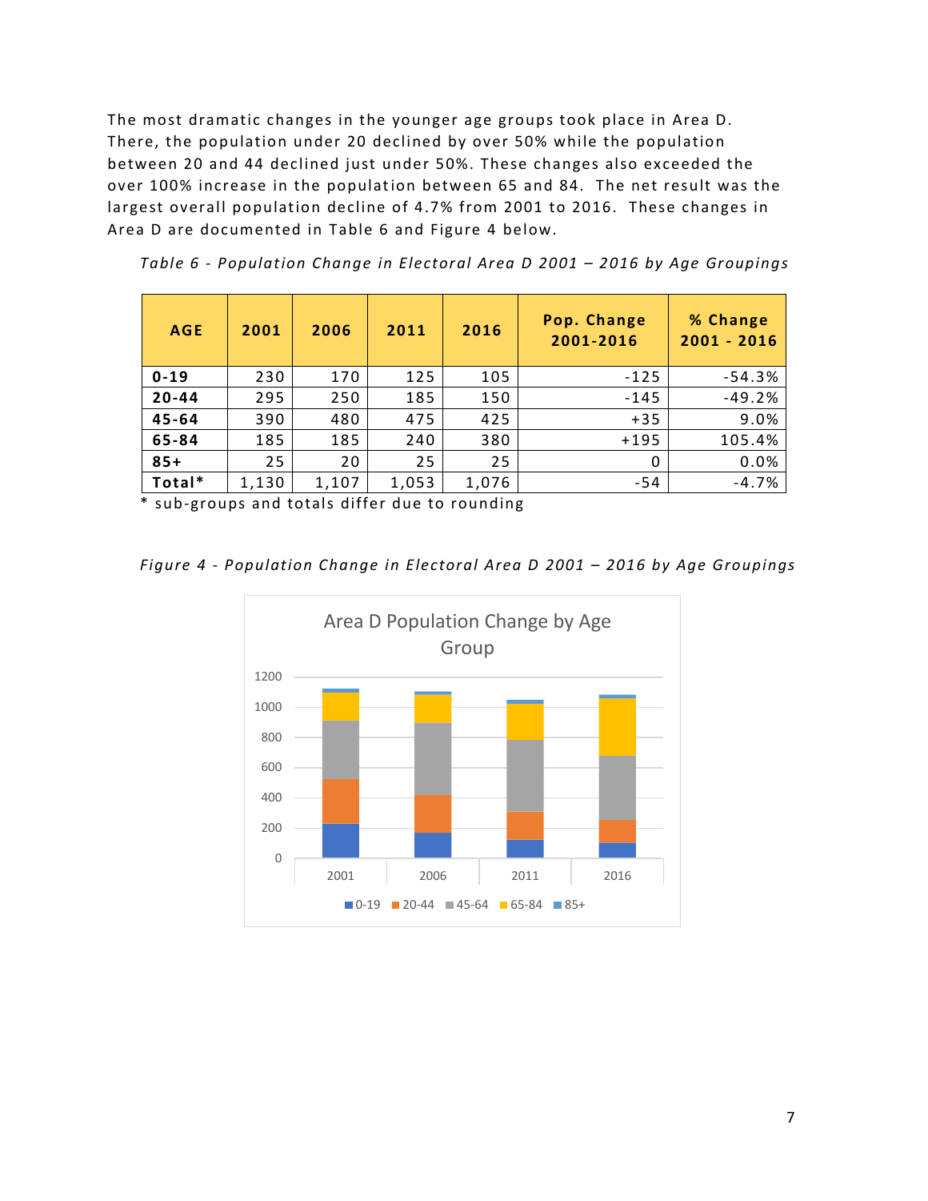The most dramatic changes in the younger age groups took place in Area D. There, the population under 20 declined by over 50% while the population between 20 and 44 declined just under 50%. These changes also exceeded the over 100% increase in the population between 65 and 84. The net result was the largest overall population decline of 4.7% from 2001 to 2016. These changes in Area D are documented in Table 6 and Figure 4 below.

*Table 6 - Population Change in Electoral Area D 2001 – 2016 by Age Groupings*

| AGE | 2001 | 2006 | 2011 | 2016 | Pop. Change 2001-2016 | % Change 2001 - 2016 |
|---|---|---|---|---|---|---|
| **0-19** | 230 | 170 | 125 | 105 | -125 | -54.3% |
| **20-44** | 295 | 250 | 185 | 150 | -145 | -49.2% |
| **45-64** | 390 | 480 | 475 | 425 | +35 | 9.0% |
| **65-84** | 185 | 185 | 240 | 380 | +195 | 105.4% |
| **85+** | 25 | 20 | 25 | 25 | 0 | 0.0% |
| **Total*** | 1,130 | 1,107 | 1,053 | 1,076 | -54 | -4.7% |

* sub-groups and totals differ due to rounding

*Figure 4 - Population Change in Electoral Area D 2001 – 2016 by Age Groupings*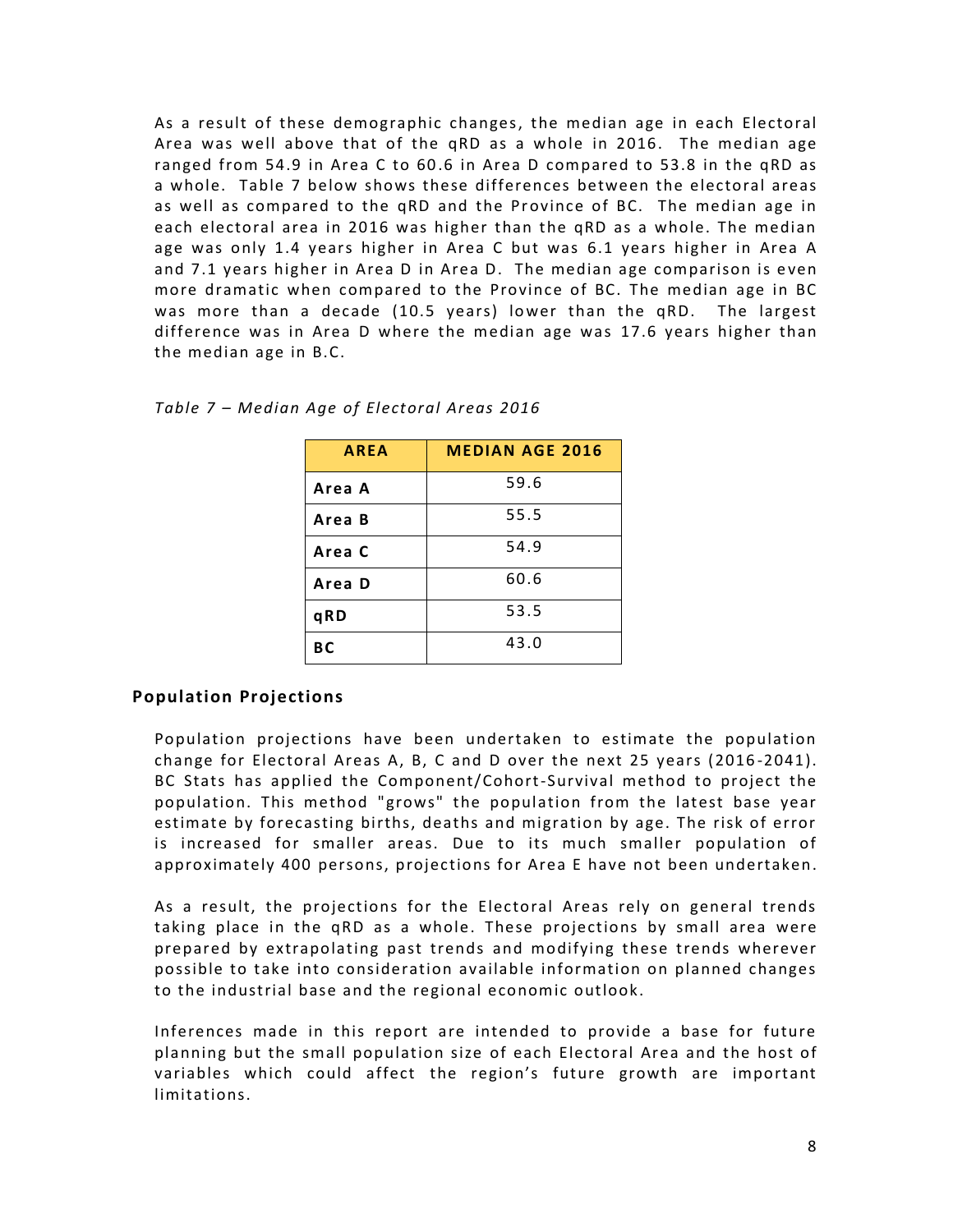As a result of these demographic changes, the median age in each Electoral Area was well above that of the qRD as a whole in 2016. The median age ranged from 54.9 in Area C to 60.6 in Area D compared to 53.8 in the qRD as a whole. Table 7 below shows these differences between the electoral areas as well as compared to the qRD and the Province of BC. The median age in each electoral area in 2016 was higher than the qRD as a whole. The median age was only 1.4 years higher in Area C but was 6.1 years higher in Area A and 7.1 years higher in Area D in Area D. The median age comparison is even more dramatic when compared to the Province of BC. The median age in BC was more than a decade (10.5 years) lower than the qRD. The largest difference was in Area D where the median age was 17.6 years higher than the median age in B.C.

*Table 7 – Median Age of Electoral Areas 2016*

| AREA | MEDIAN AGE 2016 |
|---|---|
| **Area A** | 59.6 |
| **Area B** | 55.5 |
| **Area C** | 54.9 |
| **Area D** | 60.6 |
| **qRD** | 53.5 |
| **BC** | 43.0 |

## Population Projections

Population projections have been undertaken to estimate the population change for Electoral Areas A, B, C and D over the next 25 years (2016-2041). BC Stats has applied the Component/Cohort-Survival method to project the population. This method "grows" the population from the latest base year estimate by forecasting births, deaths and migration by age. The risk of error is increased for smaller areas. Due to its much smaller population of approximately 400 persons, projections for Area E have not been undertaken.

As a result, the projections for the Electoral Areas rely on general trends taking place in the qRD as a whole. These projections by small area were prepared by extrapolating past trends and modifying these trends wherever possible to take into consideration available information on planned changes to the industrial base and the regional economic outlook.

Inferences made in this report are intended to provide a base for future planning but the small population size of each Electoral Area and the host of variables which could affect the region's future growth are important limitations.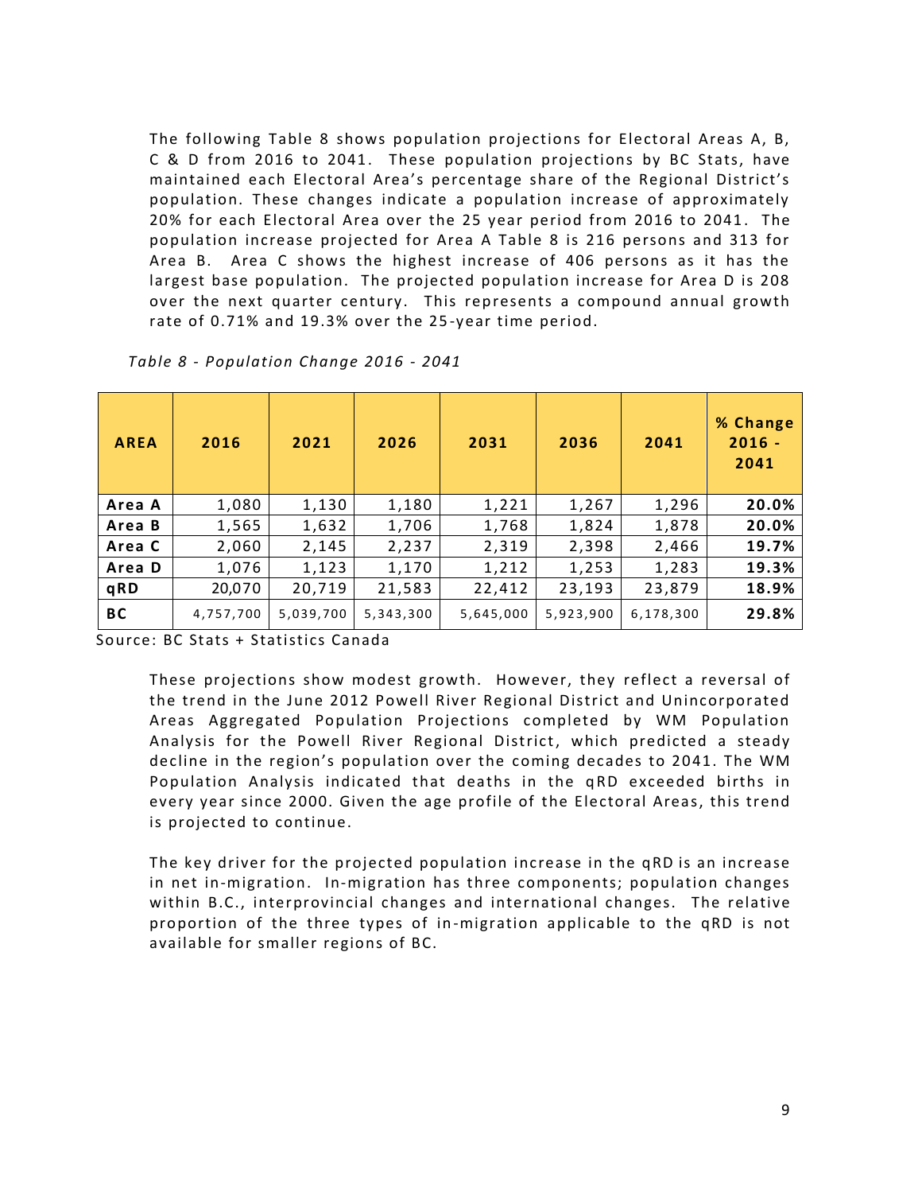The following Table 8 shows population projections for Electoral Areas A, B, C & D from 2016 to 2041. These population projections by BC Stats, have maintained each Electoral Area's percentage share of the Regional District's population. These changes indicate a population increase of approximately 20% for each Electoral Area over the 25 year period from 2016 to 2041. The population increase projected for Area A Table 8 is 216 persons and 313 for Area B. Area C shows the highest increase of 406 persons as it has the largest base population. The projected population increase for Area D is 208 over the next quarter century. This represents a compound annual growth rate of 0.71% and 19.3% over the 25-year time period.

*Table 8 - Population Change 2016 - 2041*

| AREA | 2016 | 2021 | 2026 | 2031 | 2036 | 2041 | % Change 2016 - 2041 |
|---|---|---|---|---|---|---|---|
| **Area A** | 1,080 | 1,130 | 1,180 | 1,221 | 1,267 | 1,296 | **20.0%** |
| **Area B** | 1,565 | 1,632 | 1,706 | 1,768 | 1,824 | 1,878 | **20.0%** |
| **Area C** | 2,060 | 2,145 | 2,237 | 2,319 | 2,398 | 2,466 | **19.7%** |
| **Area D** | 1,076 | 1,123 | 1,170 | 1,212 | 1,253 | 1,283 | **19.3%** |
| **qRD** | 20,070 | 20,719 | 21,583 | 22,412 | 23,193 | 23,879 | **18.9%** |
| **BC** | 4,757,700 | 5,039,700 | 5,343,300 | 5,645,000 | 5,923,900 | 6,178,300 | **29.8%** |

Source: BC Stats + Statistics Canada

These projections show modest growth. However, they reflect a reversal of the trend in the June 2012 Powell River Regional District and Unincorporated Areas Aggregated Population Projections completed by WM Population Analysis for the Powell River Regional District, which predicted a steady decline in the region's population over the coming decades to 2041. The WM Population Analysis indicated that deaths in the qRD exceeded births in every year since 2000. Given the age profile of the Electoral Areas, this trend is projected to continue.

The key driver for the projected population increase in the qRD is an increase in net in-migration. In-migration has three components; population changes within B.C., interprovincial changes and international changes. The relative proportion of the three types of in-migration applicable to the qRD is not available for smaller regions of BC.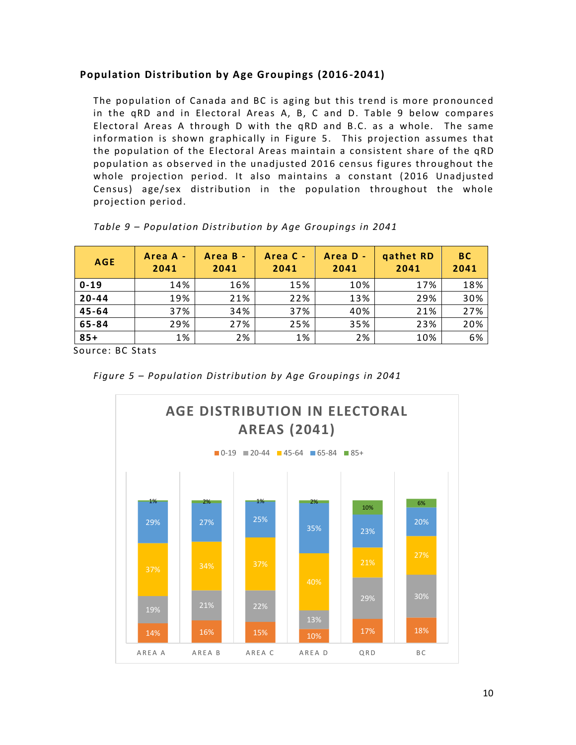### Population Distribution by Age Groupings (2016-2041)

The population of Canada and BC is aging but this trend is more pronounced in the qRD and in Electoral Areas A, B, C and D. Table 9 below compares Electoral Areas A through D with the qRD and B.C. as a whole. The same information is shown graphically in Figure 5. This projection assumes that the population of the Electoral Areas maintain a consistent share of the qRD population as observed in the unadjusted 2016 census figures throughout the whole projection period. It also maintains a constant (2016 Unadjusted Census) age/sex distribution in the population throughout the whole projection period.

*Table 9 – Population Distribution by Age Groupings in 2041*

| AGE | Area A - 2041 | Area B - 2041 | Area C - 2041 | Area D - 2041 | qathet RD 2041 | BC 2041 |
|---|---|---|---|---|---|---|
| 0-19 | 14% | 16% | 15% | 10% | 17% | 18% |
| 20-44 | 19% | 21% | 22% | 13% | 29% | 30% |
| 45-64 | 37% | 34% | 37% | 40% | 21% | 27% |
| 65-84 | 29% | 27% | 25% | 35% | 23% | 20% |
| 85+ | 1% | 2% | 1% | 2% | 10% | 6% |

Source: BC Stats

*Figure 5 – Population Distribution by Age Groupings in 2041*

**AGE DISTRIBUTION IN ELECTORAL AREAS (2041)**

| | AREA A | AREA B | AREA C | AREA D | QRD | BC |
|---|---|---|---|---|---|---|
| 0-19 | 14% | 16% | 15% | 10% | 17% | 18% |
| 20-44 | 19% | 21% | 22% | 13% | 29% | 30% |
| 45-64 | 37% | 34% | 37% | 40% | 21% | 27% |
| 65-84 | 29% | 27% | 25% | 35% | 23% | 20% |
| 85+ | 1% | 2% | 1% | 2% | 10% | 6% |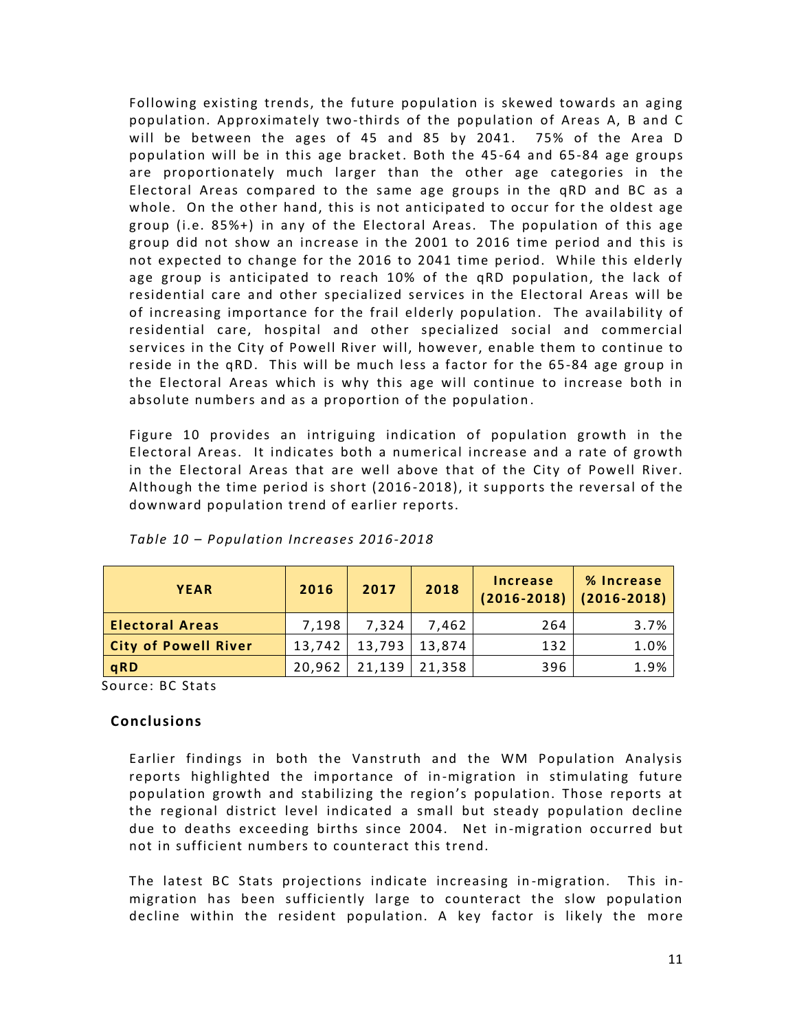Following existing trends, the future population is skewed towards an aging population. Approximately two-thirds of the population of Areas A, B and C will be between the ages of 45 and 85 by 2041. 75% of the Area D population will be in this age bracket. Both the 45-64 and 65-84 age groups are proportionately much larger than the other age categories in the Electoral Areas compared to the same age groups in the qRD and BC as a whole. On the other hand, this is not anticipated to occur for the oldest age group (i.e. 85%+) in any of the Electoral Areas. The population of this age group did not show an increase in the 2001 to 2016 time period and this is not expected to change for the 2016 to 2041 time period. While this elderly age group is anticipated to reach 10% of the qRD population, the lack of residential care and other specialized services in the Electoral Areas will be of increasing importance for the frail elderly population. The availability of residential care, hospital and other specialized social and commercial services in the City of Powell River will, however, enable them to continue to reside in the qRD. This will be much less a factor for the 65-84 age group in the Electoral Areas which is why this age will continue to increase both in absolute numbers and as a proportion of the population.

Figure 10 provides an intriguing indication of population growth in the Electoral Areas. It indicates both a numerical increase and a rate of growth in the Electoral Areas that are well above that of the City of Powell River. Although the time period is short (2016-2018), it supports the reversal of the downward population trend of earlier reports.

*Table 10 – Population Increases 2016-2018*

| YEAR | 2016 | 2017 | 2018 | Increase (2016-2018) | % Increase (2016-2018) |
|---|---|---|---|---|---|
| **Electoral Areas** | 7,198 | 7,324 | 7,462 | 264 | 3.7% |
| **City of Powell River** | 13,742 | 13,793 | 13,874 | 132 | 1.0% |
| **qRD** | 20,962 | 21,139 | 21,358 | 396 | 1.9% |

Source: BC Stats

## Conclusions

Earlier findings in both the Vanstruth and the WM Population Analysis reports highlighted the importance of in-migration in stimulating future population growth and stabilizing the region's population. Those reports at the regional district level indicated a small but steady population decline due to deaths exceeding births since 2004. Net in-migration occurred but not in sufficient numbers to counteract this trend.

The latest BC Stats projections indicate increasing in-migration. This in-migration has been sufficiently large to counteract the slow population decline within the resident population. A key factor is likely the more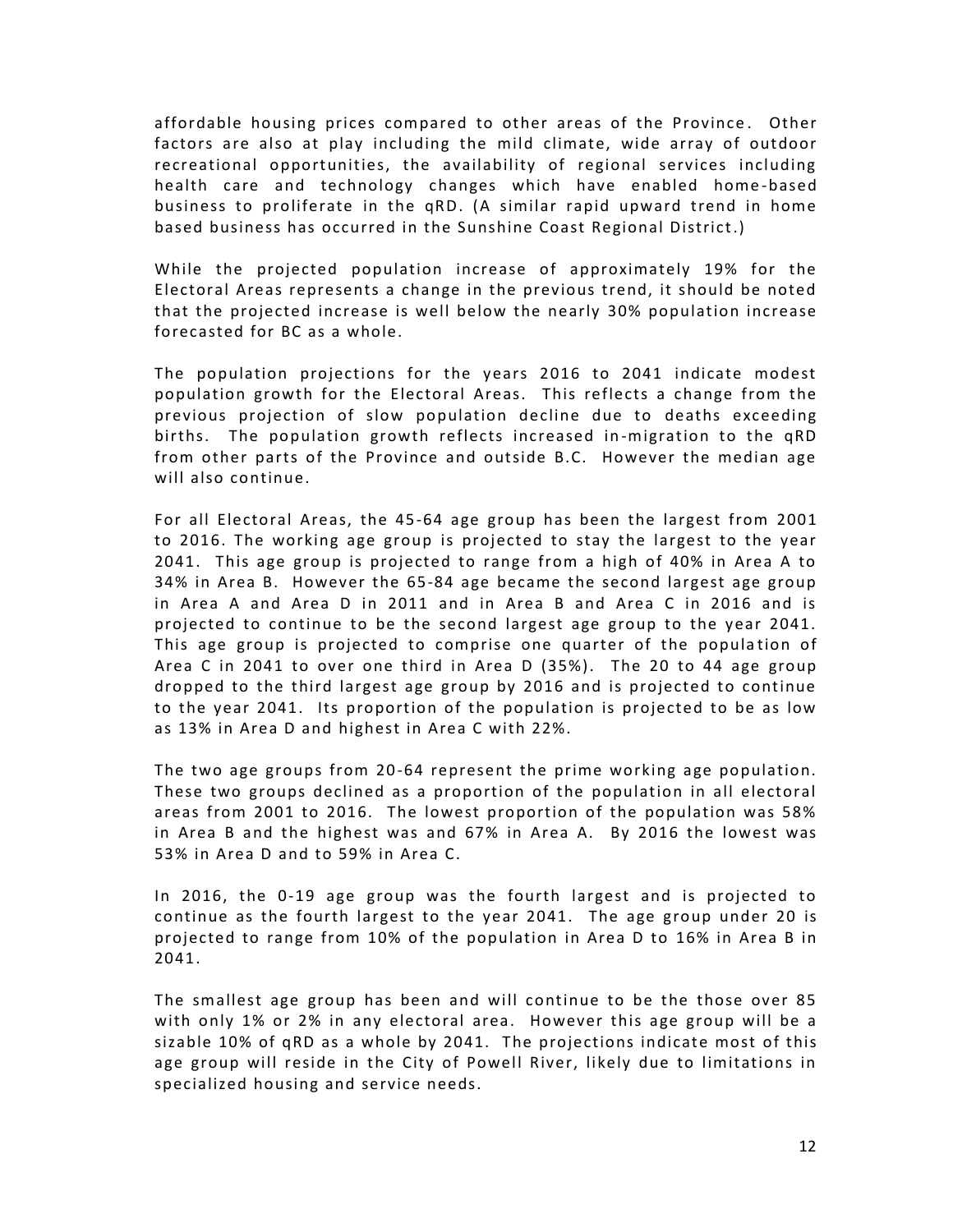affordable housing prices compared to other areas of the Province. Other factors are also at play including the mild climate, wide array of outdoor recreational opportunities, the availability of regional services including health care and technology changes which have enabled home-based business to proliferate in the qRD. (A similar rapid upward trend in home based business has occurred in the Sunshine Coast Regional District.)

While the projected population increase of approximately 19% for the Electoral Areas represents a change in the previous trend, it should be noted that the projected increase is well below the nearly 30% population increase forecasted for BC as a whole.

The population projections for the years 2016 to 2041 indicate modest population growth for the Electoral Areas. This reflects a change from the previous projection of slow population decline due to deaths exceeding births. The population growth reflects increased in-migration to the qRD from other parts of the Province and outside B.C. However the median age will also continue.

For all Electoral Areas, the 45-64 age group has been the largest from 2001 to 2016. The working age group is projected to stay the largest to the year 2041. This age group is projected to range from a high of 40% in Area A to 34% in Area B. However the 65-84 age became the second largest age group in Area A and Area D in 2011 and in Area B and Area C in 2016 and is projected to continue to be the second largest age group to the year 2041. This age group is projected to comprise one quarter of the population of Area C in 2041 to over one third in Area D (35%). The 20 to 44 age group dropped to the third largest age group by 2016 and is projected to continue to the year 2041. Its proportion of the population is projected to be as low as 13% in Area D and highest in Area C with 22%.

The two age groups from 20-64 represent the prime working age population. These two groups declined as a proportion of the population in all electoral areas from 2001 to 2016. The lowest proportion of the population was 58% in Area B and the highest was and 67% in Area A. By 2016 the lowest was 53% in Area D and to 59% in Area C.

In 2016, the 0-19 age group was the fourth largest and is projected to continue as the fourth largest to the year 2041. The age group under 20 is projected to range from 10% of the population in Area D to 16% in Area B in 2041.

The smallest age group has been and will continue to be the those over 85 with only 1% or 2% in any electoral area. However this age group will be a sizable 10% of qRD as a whole by 2041. The projections indicate most of this age group will reside in the City of Powell River, likely due to limitations in specialized housing and service needs.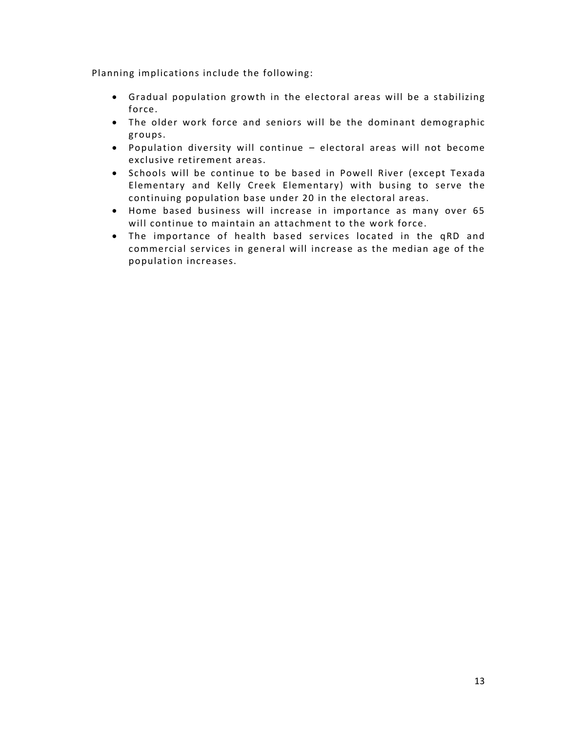Planning implications include the following:

- Gradual population growth in the electoral areas will be a stabilizing force.
- The older work force and seniors will be the dominant demographic groups.
- Population diversity will continue – electoral areas will not become exclusive retirement areas.
- Schools will be continue to be based in Powell River (except Texada Elementary and Kelly Creek Elementary) with busing to serve the continuing population base under 20 in the electoral areas.
- Home based business will increase in importance as many over 65 will continue to maintain an attachment to the work force.
- The importance of health based services located in the qRD and commercial services in general will increase as the median age of the population increases.